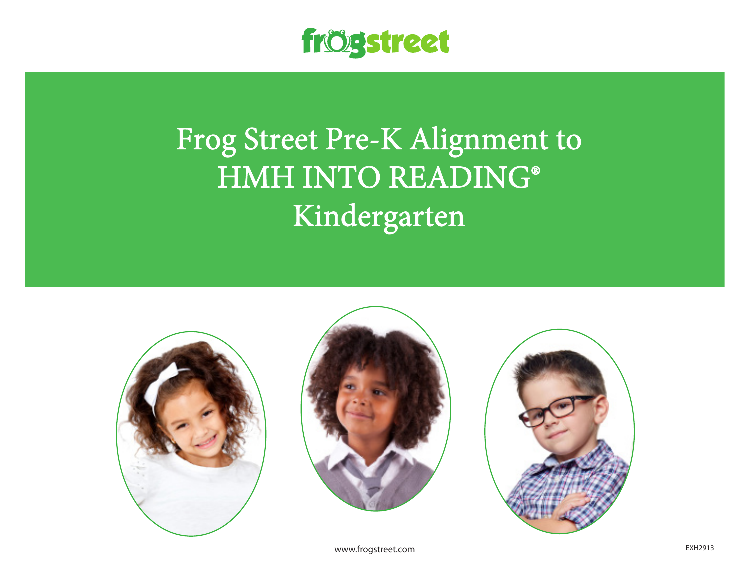frogstreet

# Frog Street Pre-K Alignment to HMH INTO READING® Kindergarten

www.frogstreet.com

EXH2913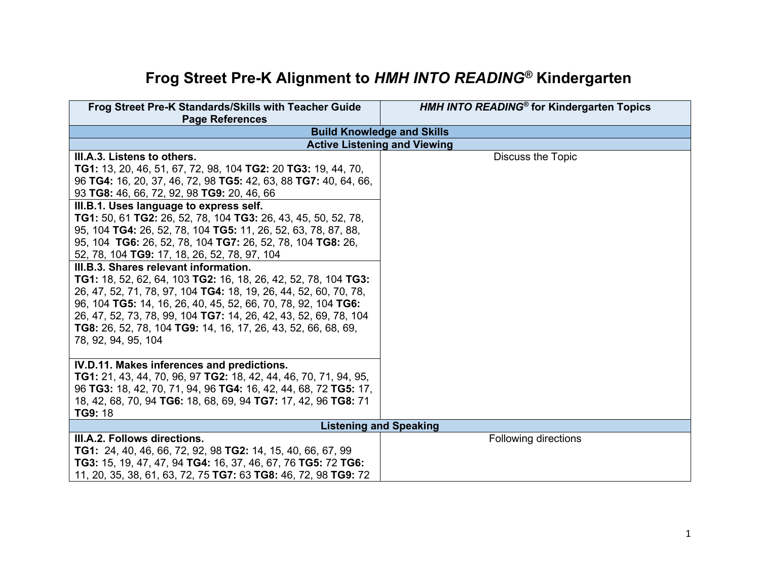# Frog Street Pre-K Alignment to *HMH INTO READING*® Kindergarten

| Frog Street Pre-K Standards/Skills with Teacher Guide Page References | *HMH INTO READING*® for Kindergarten Topics |
|---|---|
| **Build Knowledge and Skills** | |
| **Active Listening and Viewing** | |
| **III.A.3. Listens to others.** **TG1:** 13, 20, 46, 51, 67, 72, 98, 104 **TG2:** 20 **TG3:** 19, 44, 70, 96 **TG4:** 16, 20, 37, 46, 72, 98 **TG5:** 42, 63, 88 **TG7:** 40, 64, 66, 93 **TG8:** 46, 66, 72, 92, 98 **TG9:** 20, 46, 66 | Discuss the Topic |
| **III.B.1. Uses language to express self.** **TG1:** 50, 61 **TG2:** 26, 52, 78, 104 **TG3:** 26, 43, 45, 50, 52, 78, 95, 104 **TG4:** 26, 52, 78, 104 **TG5:** 11, 26, 52, 63, 78, 87, 88, 95, 104 **TG6:** 26, 52, 78, 104 **TG7:** 26, 52, 78, 104 **TG8:** 26, 52, 78, 104 **TG9:** 17, 18, 26, 52, 78, 97, 104 | |
| **III.B.3. Shares relevant information.** **TG1:** 18, 52, 62, 64, 103 **TG2:** 16, 18, 26, 42, 52, 78, 104 **TG3:** 26, 47, 52, 71, 78, 97, 104 **TG4:** 18, 19, 26, 44, 52, 60, 70, 78, 96, 104 **TG5:** 14, 16, 26, 40, 45, 52, 66, 70, 78, 92, 104 **TG6:** 26, 47, 52, 73, 78, 99, 104 **TG7:** 14, 26, 42, 43, 52, 69, 78, 104 **TG8:** 26, 52, 78, 104 **TG9:** 14, 16, 17, 26, 43, 52, 66, 68, 69, 78, 92, 94, 95, 104 | |
| **IV.D.11. Makes inferences and predictions.** **TG1:** 21, 43, 44, 70, 96, 97 **TG2:** 18, 42, 44, 46, 70, 71, 94, 95, 96 **TG3:** 18, 42, 70, 71, 94, 96 **TG4:** 16, 42, 44, 68, 72 **TG5:** 17, 18, 42, 68, 70, 94 **TG6:** 18, 68, 69, 94 **TG7:** 17, 42, 96 **TG8:** 71 **TG9:** 18 | |
| **Listening and Speaking** | |
| **III.A.2. Follows directions.** **TG1:** 24, 40, 46, 66, 72, 92, 98 **TG2:** 14, 15, 40, 66, 67, 99 **TG3:** 15, 19, 47, 47, 94 **TG4:** 16, 37, 46, 67, 76 **TG5:** 72 **TG6:** 11, 20, 35, 38, 61, 63, 72, 75 **TG7:** 63 **TG8:** 46, 72, 98 **TG9:** 72 | Following directions |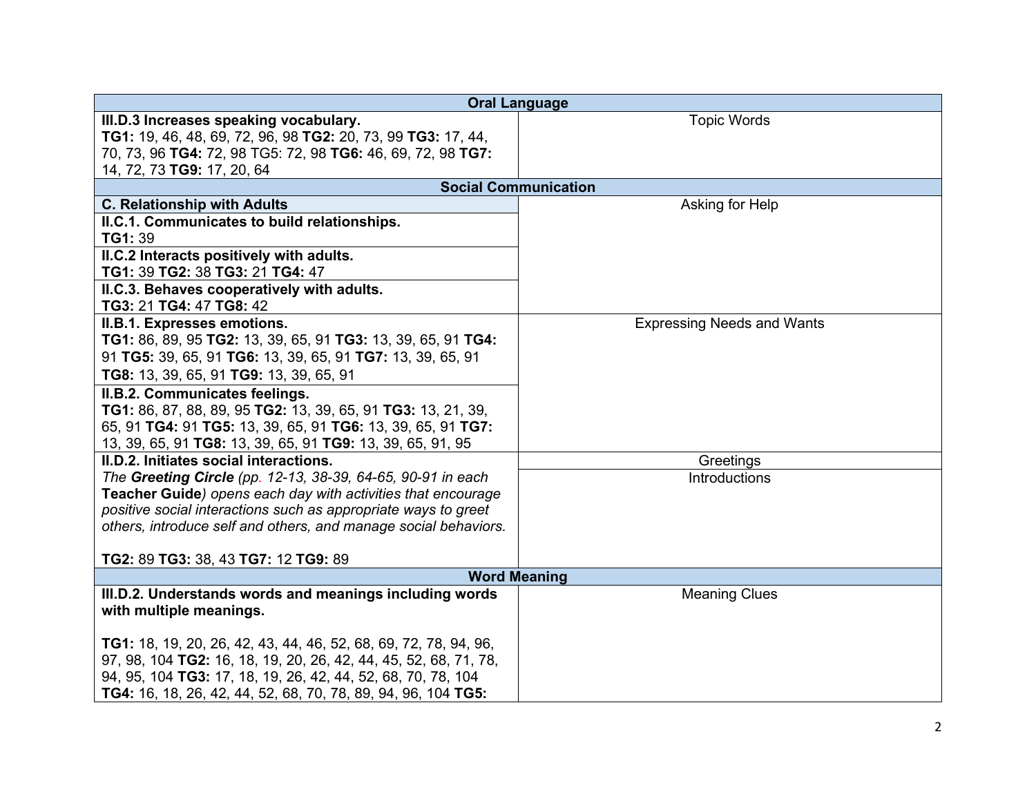| Oral Language | |
|---|---|
| **III.D.3 Increases speaking vocabulary.**<br>**TG1:** 19, 46, 48, 69, 72, 96, 98 **TG2:** 20, 73, 99 **TG3:** 17, 44, 70, 73, 96 **TG4:** 72, 98 TG5: 72, 98 **TG6:** 46, 69, 72, 98 **TG7:** 14, 72, 73 **TG9:** 17, 20, 64 | Topic Words |
| **Social Communication** | |
| **C. Relationship with Adults** | Asking for Help |
| **II.C.1. Communicates to build relationships.**<br>**TG1:** 39 | |
| **II.C.2 Interacts positively with adults.**<br>**TG1:** 39 **TG2:** 38 **TG3:** 21 **TG4:** 47 | |
| **II.C.3. Behaves cooperatively with adults.**<br>**TG3:** 21 **TG4:** 47 **TG8:** 42 | |
| **II.B.1. Expresses emotions.**<br>**TG1:** 86, 89, 95 **TG2:** 13, 39, 65, 91 **TG3:** 13, 39, 65, 91 **TG4:** 91 **TG5:** 39, 65, 91 **TG6:** 13, 39, 65, 91 **TG7:** 13, 39, 65, 91 **TG8:** 13, 39, 65, 91 **TG9:** 13, 39, 65, 91 | Expressing Needs and Wants |
| **II.B.2. Communicates feelings.**<br>**TG1:** 86, 87, 88, 89, 95 **TG2:** 13, 39, 65, 91 **TG3:** 13, 21, 39, 65, 91 **TG4:** 91 **TG5:** 13, 39, 65, 91 **TG6:** 13, 39, 65, 91 **TG7:** 13, 39, 65, 91 **TG8:** 13, 39, 65, 91 **TG9:** 13, 39, 65, 91, 95 | |
| **II.D.2. Initiates social interactions.**<br>*The **Greeting Circle** (pp. 12-13, 38-39, 64-65, 90-91 in each **Teacher Guide**) opens each day with activities that encourage positive social interactions such as appropriate ways to greet others, introduce self and others, and manage social behaviors.*<br><br>**TG2:** 89 **TG3:** 38, 43 **TG7:** 12 **TG9:** 89 | Greetings<br>Introductions |
| **Word Meaning** | |
| **III.D.2. Understands words and meanings including words with multiple meanings.**<br><br>**TG1:** 18, 19, 20, 26, 42, 43, 44, 46, 52, 68, 69, 72, 78, 94, 96, 97, 98, 104 **TG2:** 16, 18, 19, 20, 26, 42, 44, 45, 52, 68, 71, 78, 94, 95, 104 **TG3:** 17, 18, 19, 26, 42, 44, 52, 68, 70, 78, 104 **TG4:** 16, 18, 26, 42, 44, 52, 68, 70, 78, 89, 94, 96, 104 **TG5:** | Meaning Clues |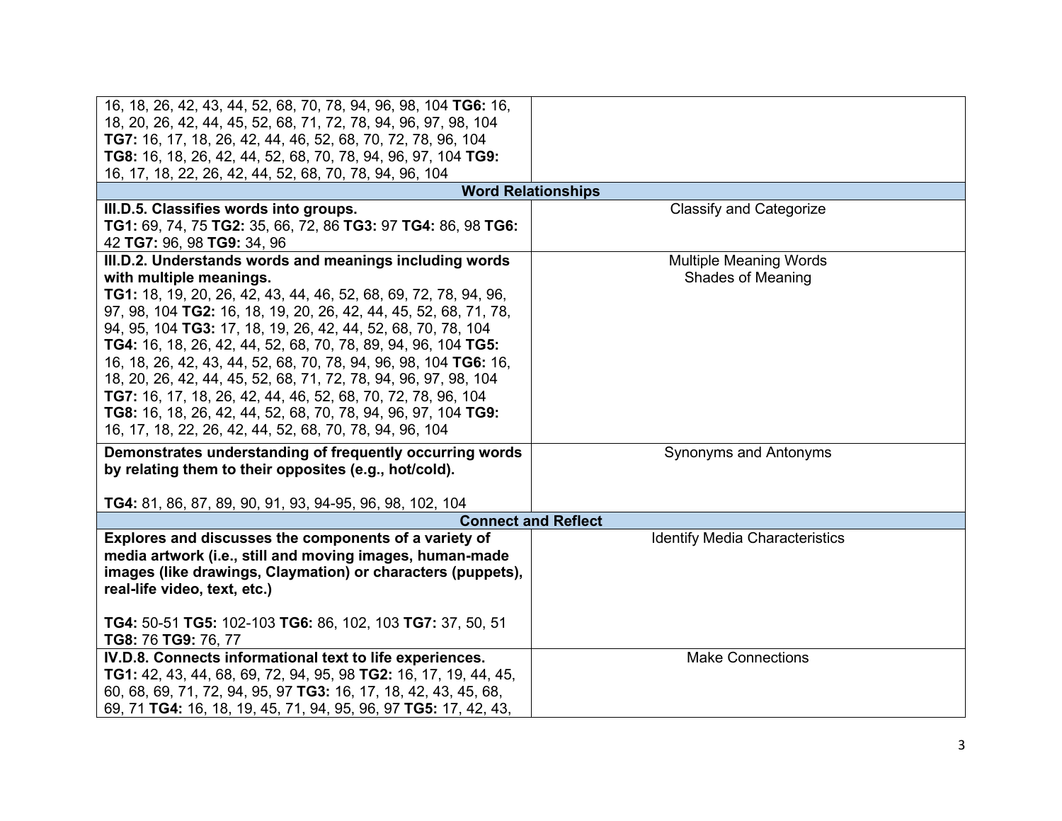| | |
|---|---|
| 16, 18, 26, 42, 43, 44, 52, 68, 70, 78, 94, 96, 98, 104 **TG6:** 16, 18, 20, 26, 42, 44, 45, 52, 68, 71, 72, 78, 94, 96, 97, 98, 104 **TG7:** 16, 17, 18, 26, 42, 44, 46, 52, 68, 70, 72, 78, 96, 104 **TG8:** 16, 18, 26, 42, 44, 52, 68, 70, 78, 94, 96, 97, 104 **TG9:** 16, 17, 18, 22, 26, 42, 44, 52, 68, 70, 78, 94, 96, 104 | |
| **Word Relationships** | |
| **III.D.5. Classifies words into groups.** **TG1:** 69, 74, 75 **TG2:** 35, 66, 72, 86 **TG3:** 97 **TG4:** 86, 98 **TG6:** 42 **TG7:** 96, 98 **TG9:** 34, 96 | Classify and Categorize |
| **III.D.2. Understands words and meanings including words with multiple meanings.** **TG1:** 18, 19, 20, 26, 42, 43, 44, 46, 52, 68, 69, 72, 78, 94, 96, 97, 98, 104 **TG2:** 16, 18, 19, 20, 26, 42, 44, 45, 52, 68, 71, 78, 94, 95, 104 **TG3:** 17, 18, 19, 26, 42, 44, 52, 68, 70, 78, 104 **TG4:** 16, 18, 26, 42, 44, 52, 68, 70, 78, 89, 94, 96, 104 **TG5:** 16, 18, 26, 42, 43, 44, 52, 68, 70, 78, 94, 96, 98, 104 **TG6:** 16, 18, 20, 26, 42, 44, 45, 52, 68, 71, 72, 78, 94, 96, 97, 98, 104 **TG7:** 16, 17, 18, 26, 42, 44, 46, 52, 68, 70, 72, 78, 96, 104 **TG8:** 16, 18, 26, 42, 44, 52, 68, 70, 78, 94, 96, 97, 104 **TG9:** 16, 17, 18, 22, 26, 42, 44, 52, 68, 70, 78, 94, 96, 104 | Multiple Meaning Words<br>Shades of Meaning |
| **Demonstrates understanding of frequently occurring words by relating them to their opposites (e.g., hot/cold).**<br><br>**TG4:** 81, 86, 87, 89, 90, 91, 93, 94-95, 96, 98, 102, 104 | Synonyms and Antonyms |
| **Connect and Reflect** | |
| **Explores and discusses the components of a variety of media artwork (i.e., still and moving images, human-made images (like drawings, Claymation) or characters (puppets), real-life video, text, etc.)**<br><br>**TG4:** 50-51 **TG5:** 102-103 **TG6:** 86, 102, 103 **TG7:** 37, 50, 51 **TG8:** 76 **TG9:** 76, 77 | Identify Media Characteristics |
| **IV.D.8. Connects informational text to life experiences.** **TG1:** 42, 43, 44, 68, 69, 72, 94, 95, 98 **TG2:** 16, 17, 19, 44, 45, 60, 68, 69, 71, 72, 94, 95, 97 **TG3:** 16, 17, 18, 42, 43, 45, 68, 69, 71 **TG4:** 16, 18, 19, 45, 71, 94, 95, 96, 97 **TG5:** 17, 42, 43, | Make Connections |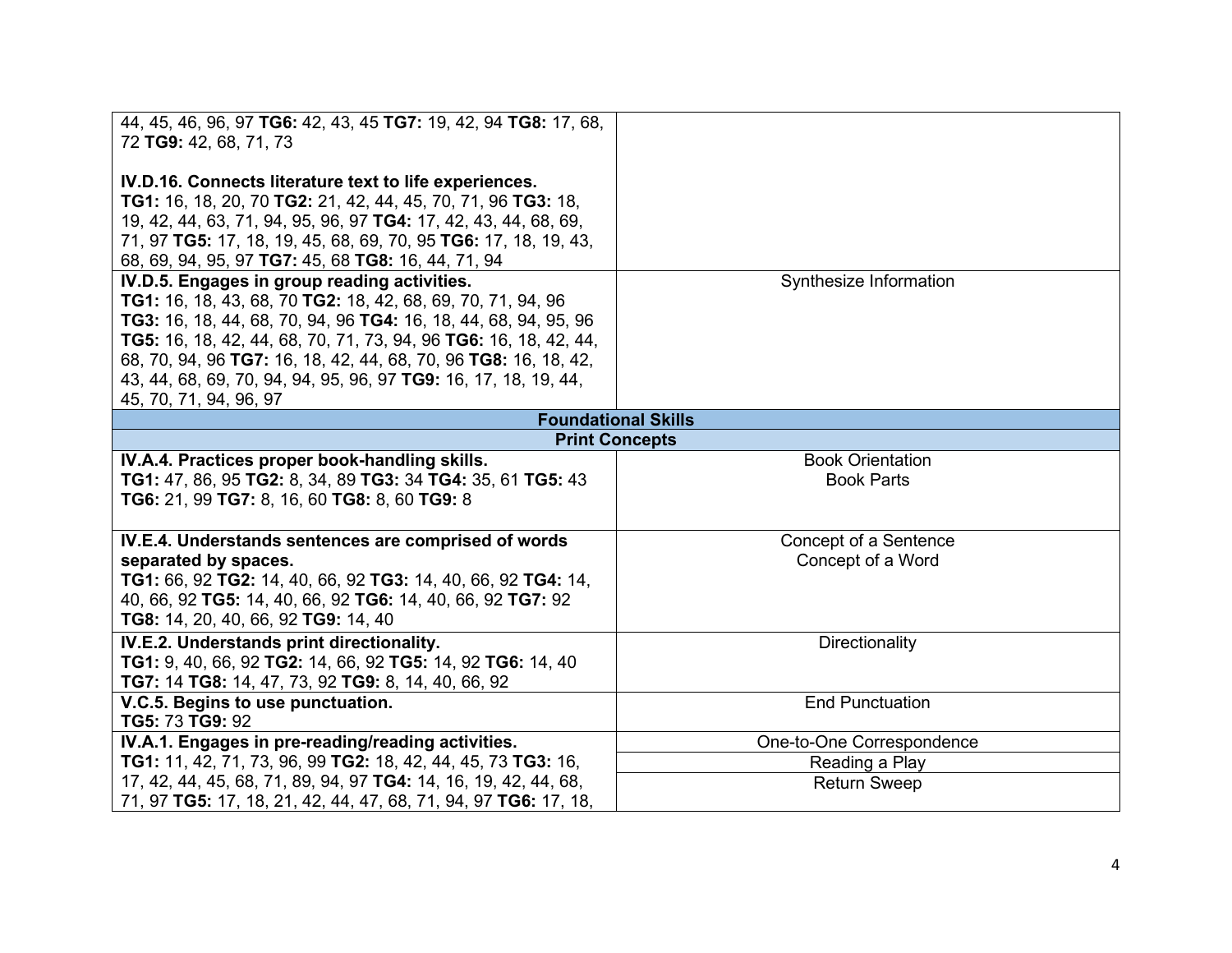| | |
|---|---|
| 44, 45, 46, 96, 97 **TG6:** 42, 43, 45 **TG7:** 19, 42, 94 **TG8:** 17, 68, 72 **TG9:** 42, 68, 71, 73<br><br>**IV.D.16. Connects literature text to life experiences.**<br>**TG1:** 16, 18, 20, 70 **TG2:** 21, 42, 44, 45, 70, 71, 96 **TG3:** 18, 19, 42, 44, 63, 71, 94, 95, 96, 97 **TG4:** 17, 42, 43, 44, 68, 69, 71, 97 **TG5:** 17, 18, 19, 45, 68, 69, 70, 95 **TG6:** 17, 18, 19, 43, 68, 69, 94, 95, 97 **TG7:** 45, 68 **TG8:** 16, 44, 71, 94 | |
| **IV.D.5. Engages in group reading activities.**<br>**TG1:** 16, 18, 43, 68, 70 **TG2:** 18, 42, 68, 69, 70, 71, 94, 96 **TG3:** 16, 18, 44, 68, 70, 94, 96 **TG4:** 16, 18, 44, 68, 94, 95, 96 **TG5:** 16, 18, 42, 44, 68, 70, 71, 73, 94, 96 **TG6:** 16, 18, 42, 44, 68, 70, 94, 96 **TG7:** 16, 18, 42, 44, 68, 70, 96 **TG8:** 16, 18, 42, 43, 44, 68, 69, 70, 94, 94, 95, 96, 97 **TG9:** 16, 17, 18, 19, 44, 45, 70, 71, 94, 96, 97 | Synthesize Information |
| **Foundational Skills** | |
| **Print Concepts** | |
| **IV.A.4. Practices proper book-handling skills.**<br>**TG1:** 47, 86, 95 **TG2:** 8, 34, 89 **TG3:** 34 **TG4:** 35, 61 **TG5:** 43 **TG6:** 21, 99 **TG7:** 8, 16, 60 **TG8:** 8, 60 **TG9:** 8 | Book Orientation<br>Book Parts |
| **IV.E.4. Understands sentences are comprised of words separated by spaces.**<br>**TG1:** 66, 92 **TG2:** 14, 40, 66, 92 **TG3:** 14, 40, 66, 92 **TG4:** 14, 40, 66, 92 **TG5:** 14, 40, 66, 92 **TG6:** 14, 40, 66, 92 **TG7:** 92 **TG8:** 14, 20, 40, 66, 92 **TG9:** 14, 40 | Concept of a Sentence<br>Concept of a Word |
| **IV.E.2. Understands print directionality.**<br>**TG1:** 9, 40, 66, 92 **TG2:** 14, 66, 92 **TG5:** 14, 92 **TG6:** 14, 40 **TG7:** 14 **TG8:** 14, 47, 73, 92 **TG9:** 8, 14, 40, 66, 92 | Directionality |
| **V.C.5. Begins to use punctuation.**<br>**TG5:** 73 **TG9:** 92 | End Punctuation |
| **IV.A.1. Engages in pre-reading/reading activities.**<br>**TG1:** 11, 42, 71, 73, 96, 99 **TG2:** 18, 42, 44, 45, 73 **TG3:** 16, 17, 42, 44, 45, 68, 71, 89, 94, 97 **TG4:** 14, 16, 19, 42, 44, 68, 71, 97 **TG5:** 17, 18, 21, 42, 44, 47, 68, 71, 94, 97 **TG6:** 17, 18, | One-to-One Correspondence<br>Reading a Play<br>Return Sweep |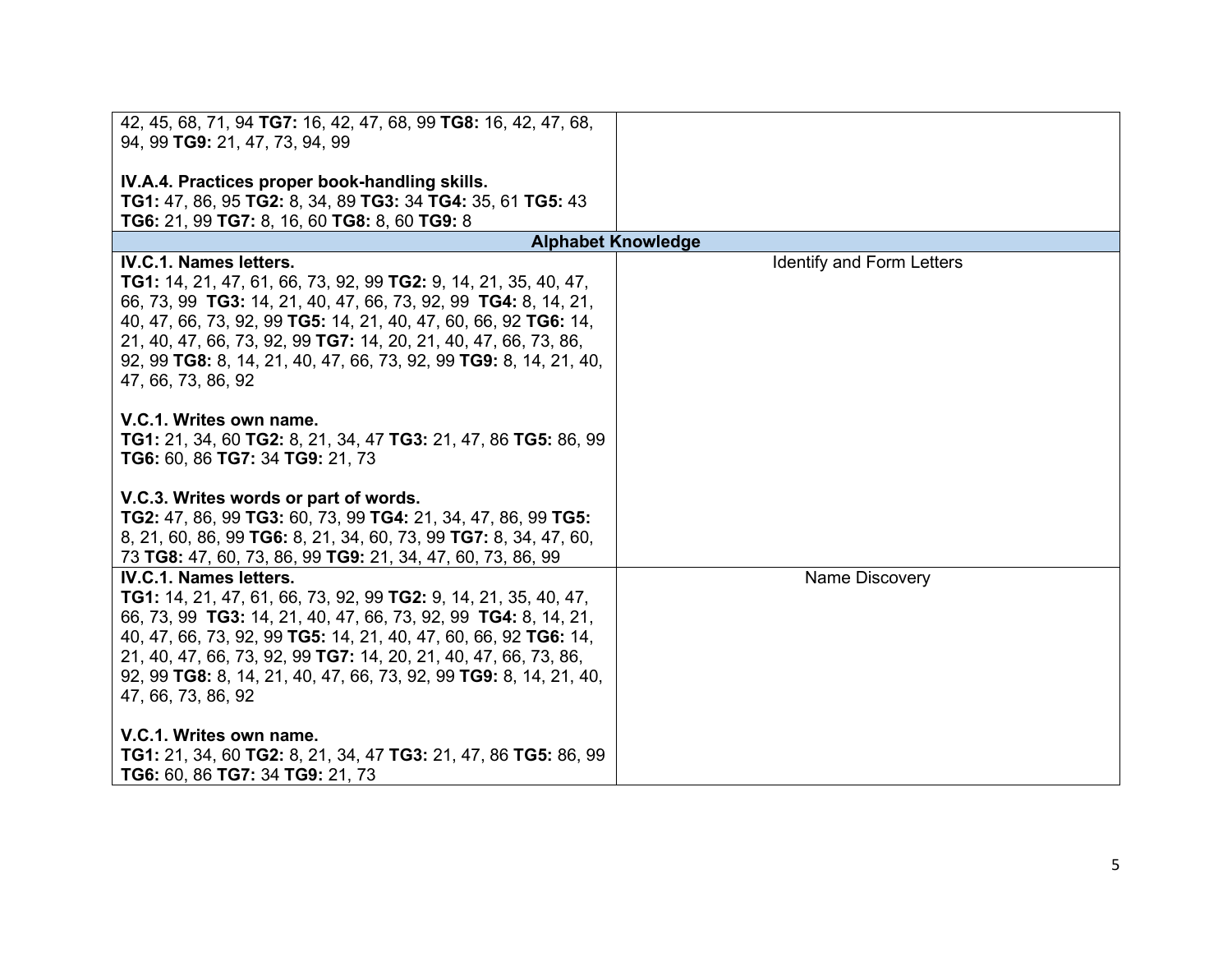| | |
|---|---|
| 42, 45, 68, 71, 94 **TG7:** 16, 42, 47, 68, 99 **TG8:** 16, 42, 47, 68, 94, 99 **TG9:** 21, 47, 73, 94, 99<br><br>**IV.A.4. Practices proper book-handling skills.**<br>**TG1:** 47, 86, 95 **TG2:** 8, 34, 89 **TG3:** 34 **TG4:** 35, 61 **TG5:** 43 **TG6:** 21, 99 **TG7:** 8, 16, 60 **TG8:** 8, 60 **TG9:** 8 | |
| **Alphabet Knowledge** | |
| **IV.C.1. Names letters.**<br>**TG1:** 14, 21, 47, 61, 66, 73, 92, 99 **TG2:** 9, 14, 21, 35, 40, 47, 66, 73, 99 **TG3:** 14, 21, 40, 47, 66, 73, 92, 99 **TG4:** 8, 14, 21, 40, 47, 66, 73, 92, 99 **TG5:** 14, 21, 40, 47, 60, 66, 92 **TG6:** 14, 21, 40, 47, 66, 73, 92, 99 **TG7:** 14, 20, 21, 40, 47, 66, 73, 86, 92, 99 **TG8:** 8, 14, 21, 40, 47, 66, 73, 92, 99 **TG9:** 8, 14, 21, 40, 47, 66, 73, 86, 92<br><br>**V.C.1. Writes own name.**<br>**TG1:** 21, 34, 60 **TG2:** 8, 21, 34, 47 **TG3:** 21, 47, 86 **TG5:** 86, 99 **TG6:** 60, 86 **TG7:** 34 **TG9:** 21, 73<br><br>**V.C.3. Writes words or part of words.**<br>**TG2:** 47, 86, 99 **TG3:** 60, 73, 99 **TG4:** 21, 34, 47, 86, 99 **TG5:** 8, 21, 60, 86, 99 **TG6:** 8, 21, 34, 60, 73, 99 **TG7:** 8, 34, 47, 60, 73 **TG8:** 47, 60, 73, 86, 99 **TG9:** 21, 34, 47, 60, 73, 86, 99 | Identify and Form Letters |
| **IV.C.1. Names letters.**<br>**TG1:** 14, 21, 47, 61, 66, 73, 92, 99 **TG2:** 9, 14, 21, 35, 40, 47, 66, 73, 99 **TG3:** 14, 21, 40, 47, 66, 73, 92, 99 **TG4:** 8, 14, 21, 40, 47, 66, 73, 92, 99 **TG5:** 14, 21, 40, 47, 60, 66, 92 **TG6:** 14, 21, 40, 47, 66, 73, 92, 99 **TG7:** 14, 20, 21, 40, 47, 66, 73, 86, 92, 99 **TG8:** 8, 14, 21, 40, 47, 66, 73, 92, 99 **TG9:** 8, 14, 21, 40, 47, 66, 73, 86, 92<br><br>**V.C.1. Writes own name.**<br>**TG1:** 21, 34, 60 **TG2:** 8, 21, 34, 47 **TG3:** 21, 47, 86 **TG5:** 86, 99 **TG6:** 60, 86 **TG7:** 34 **TG9:** 21, 73 | Name Discovery |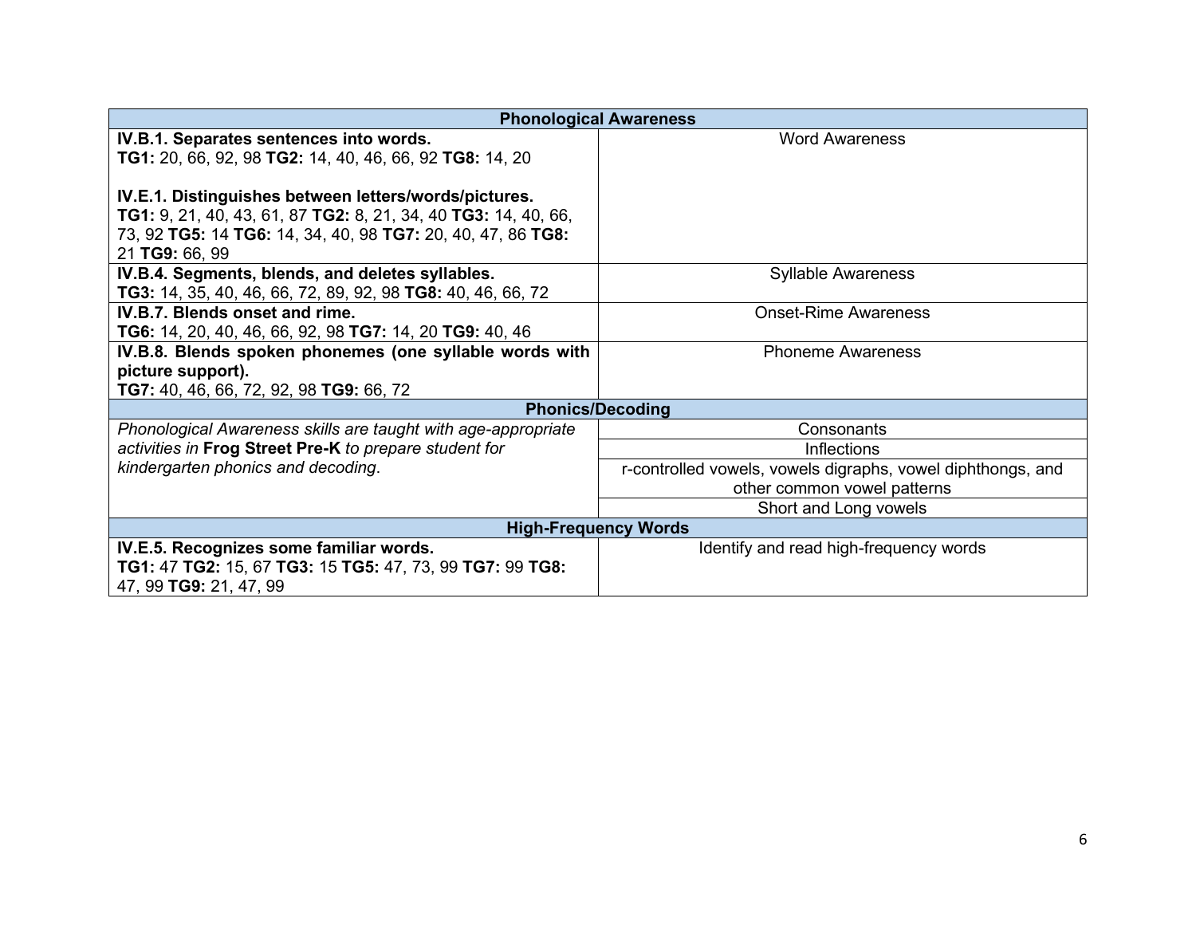| Phonological Awareness | |
|---|---|
| **IV.B.1. Separates sentences into words.** **TG1:** 20, 66, 92, 98 **TG2:** 14, 40, 46, 66, 92 **TG8:** 14, 20 <br><br> **IV.E.1. Distinguishes between letters/words/pictures.** **TG1:** 9, 21, 40, 43, 61, 87 **TG2:** 8, 21, 34, 40 **TG3:** 14, 40, 66, 73, 92 **TG5:** 14 **TG6:** 14, 34, 40, 98 **TG7:** 20, 40, 47, 86 **TG8:** 21 **TG9:** 66, 99 | Word Awareness |
| **IV.B.4. Segments, blends, and deletes syllables.** **TG3:** 14, 35, 40, 46, 66, 72, 89, 92, 98 **TG8:** 40, 46, 66, 72 | Syllable Awareness |
| **IV.B.7. Blends onset and rime.** **TG6:** 14, 20, 40, 46, 66, 92, 98 **TG7:** 14, 20 **TG9:** 40, 46 | Onset-Rime Awareness |
| **IV.B.8. Blends spoken phonemes (one syllable words with picture support).** **TG7:** 40, 46, 66, 72, 92, 98 **TG9:** 66, 72 | Phoneme Awareness |
| **Phonics/Decoding** | |
| *Phonological Awareness skills are taught with age-appropriate activities in* ***Frog Street Pre-K*** *to prepare student for kindergarten phonics and decoding.* | Consonants |
| | Inflections |
| | r-controlled vowels, vowels digraphs, vowel diphthongs, and other common vowel patterns |
| | Short and Long vowels |
| **High-Frequency Words** | |
| **IV.E.5. Recognizes some familiar words.** **TG1:** 47 **TG2:** 15, 67 **TG3:** 15 **TG5:** 47, 73, 99 **TG7:** 99 **TG8:** 47, 99 **TG9:** 21, 47, 99 | Identify and read high-frequency words |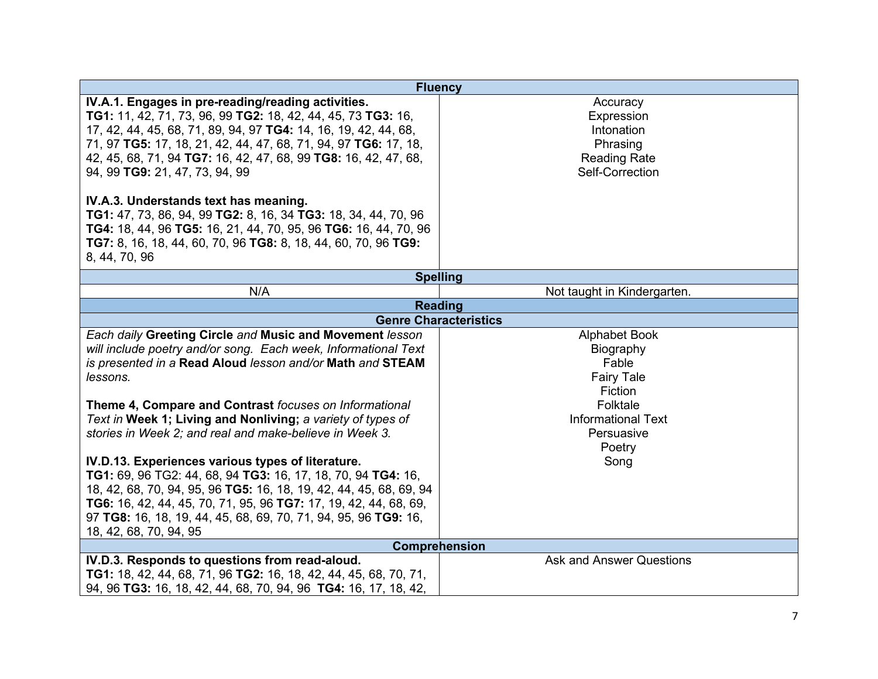| Fluency | |
|---|---|
| **IV.A.1. Engages in pre-reading/reading activities.**<br>**TG1:** 11, 42, 71, 73, 96, 99 **TG2:** 18, 42, 44, 45, 73 **TG3:** 16, 17, 42, 44, 45, 68, 71, 89, 94, 97 **TG4:** 14, 16, 19, 42, 44, 68, 71, 97 **TG5:** 17, 18, 21, 42, 44, 47, 68, 71, 94, 97 **TG6:** 17, 18, 42, 45, 68, 71, 94 **TG7:** 16, 42, 47, 68, 99 **TG8:** 16, 42, 47, 68, 94, 99 **TG9:** 21, 47, 73, 94, 99<br><br>**IV.A.3. Understands text has meaning.**<br>**TG1:** 47, 73, 86, 94, 99 **TG2:** 8, 16, 34 **TG3:** 18, 34, 44, 70, 96 **TG4:** 18, 44, 96 **TG5:** 16, 21, 44, 70, 95, 96 **TG6:** 16, 44, 70, 96 **TG7:** 8, 16, 18, 44, 60, 70, 96 **TG8:** 8, 18, 44, 60, 70, 96 **TG9:** 8, 44, 70, 96 | Accuracy<br>Expression<br>Intonation<br>Phrasing<br>Reading Rate<br>Self-Correction |
| **Spelling** | |
| N/A | Not taught in Kindergarten. |
| **Reading** | |
| **Genre Characteristics** | |
| *Each daily* **Greeting Circle** *and* **Music and Movement** *lesson will include poetry and/or song. Each week, Informational Text is presented in a* **Read Aloud** *lesson and/or* **Math** *and* **STEAM** *lessons.*<br><br>**Theme 4, Compare and Contrast** *focuses on Informational Text in* **Week 1; Living and Nonliving;** *a variety of types of stories in Week 2; and real and make-believe in Week 3.*<br><br>**IV.D.13. Experiences various types of literature.**<br>**TG1:** 69, 96 TG2: 44, 68, 94 **TG3:** 16, 17, 18, 70, 94 **TG4:** 16, 18, 42, 68, 70, 94, 95, 96 **TG5:** 16, 18, 19, 42, 44, 45, 68, 69, 94 **TG6:** 16, 42, 44, 45, 70, 71, 95, 96 **TG7:** 17, 19, 42, 44, 68, 69, 97 **TG8:** 16, 18, 19, 44, 45, 68, 69, 70, 71, 94, 95, 96 **TG9:** 16, 18, 42, 68, 70, 94, 95 | Alphabet Book<br>Biography<br>Fable<br>Fairy Tale<br>Fiction<br>Folktale<br>Informational Text<br>Persuasive<br>Poetry<br>Song |
| **Comprehension** | |
| **IV.D.3. Responds to questions from read-aloud.**<br>**TG1:** 18, 42, 44, 68, 71, 96 **TG2:** 16, 18, 42, 44, 45, 68, 70, 71, 94, 96 **TG3:** 16, 18, 42, 44, 68, 70, 94, 96 **TG4:** 16, 17, 18, 42, | Ask and Answer Questions |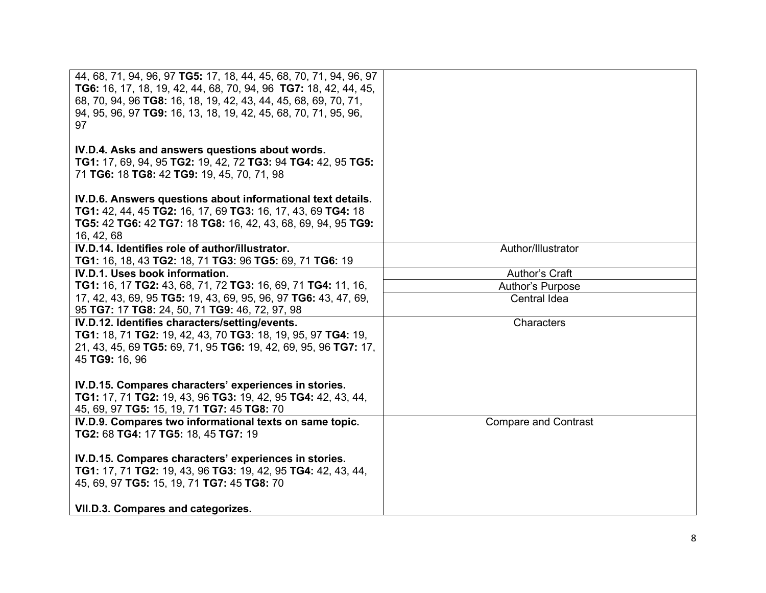| | |
|---|---|
| 44, 68, 71, 94, 96, 97 **TG5:** 17, 18, 44, 45, 68, 70, 71, 94, 96, 97 **TG6:** 16, 17, 18, 19, 42, 44, 68, 70, 94, 96 **TG7:** 18, 42, 44, 45, 68, 70, 94, 96 **TG8:** 16, 18, 19, 42, 43, 44, 45, 68, 69, 70, 71, 94, 95, 96, 97 **TG9:** 16, 13, 18, 19, 42, 45, 68, 70, 71, 95, 96, 97<br><br>**IV.D.4. Asks and answers questions about words.**<br>**TG1:** 17, 69, 94, 95 **TG2:** 19, 42, 72 **TG3:** 94 **TG4:** 42, 95 **TG5:** 71 **TG6:** 18 **TG8:** 42 **TG9:** 19, 45, 70, 71, 98<br><br>**IV.D.6. Answers questions about informational text details.**<br>**TG1:** 42, 44, 45 **TG2:** 16, 17, 69 **TG3:** 16, 17, 43, 69 **TG4:** 18 **TG5:** 42 **TG6:** 42 **TG7:** 18 **TG8:** 16, 42, 43, 68, 69, 94, 95 **TG9:** 16, 42, 68 | |
| **IV.D.14. Identifies role of author/illustrator.**<br>**TG1:** 16, 18, 43 **TG2:** 18, 71 **TG3:** 96 **TG5:** 69, 71 **TG6:** 19 | Author/Illustrator |
| **IV.D.1. Uses book information.**<br>**TG1:** 16, 17 **TG2:** 43, 68, 71, 72 **TG3:** 16, 69, 71 **TG4:** 11, 16, 17, 42, 43, 69, 95 **TG5:** 19, 43, 69, 95, 96, 97 **TG6:** 43, 47, 69, 95 **TG7:** 17 **TG8:** 24, 50, 71 **TG9:** 46, 72, 97, 98 | Author's Craft<br>Author's Purpose<br>Central Idea |
| **IV.D.12. Identifies characters/setting/events.**<br>**TG1:** 18, 71 **TG2:** 19, 42, 43, 70 **TG3:** 18, 19, 95, 97 **TG4:** 19, 21, 43, 45, 69 **TG5:** 69, 71, 95 **TG6:** 19, 42, 69, 95, 96 **TG7:** 17, 45 **TG9:** 16, 96<br><br>**IV.D.15. Compares characters' experiences in stories.**<br>**TG1:** 17, 71 **TG2:** 19, 43, 96 **TG3:** 19, 42, 95 **TG4:** 42, 43, 44, 45, 69, 97 **TG5:** 15, 19, 71 **TG7:** 45 **TG8:** 70 | Characters |
| **IV.D.9. Compares two informational texts on same topic.**<br>**TG2:** 68 **TG4:** 17 **TG5:** 18, 45 **TG7:** 19<br><br>**IV.D.15. Compares characters' experiences in stories.**<br>**TG1:** 17, 71 **TG2:** 19, 43, 96 **TG3:** 19, 42, 95 **TG4:** 42, 43, 44, 45, 69, 97 **TG5:** 15, 19, 71 **TG7:** 45 **TG8:** 70<br><br>**VII.D.3. Compares and categorizes.** | Compare and Contrast |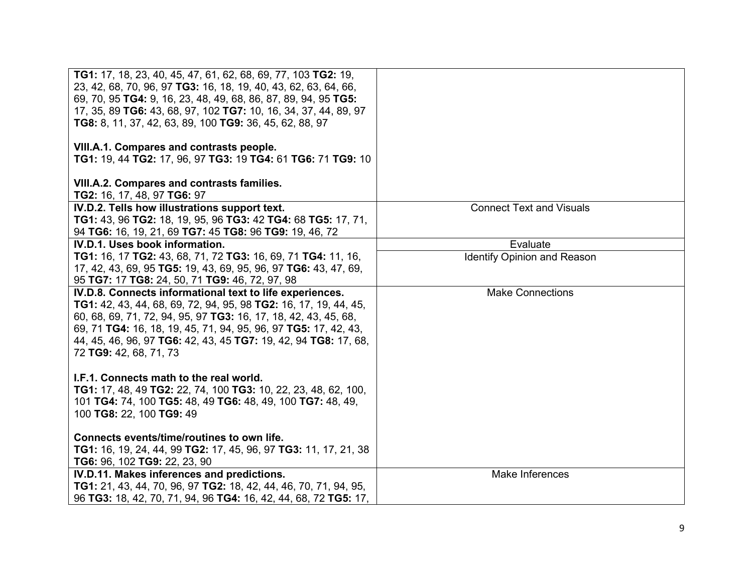| | |
|---|---|
| **TG1:** 17, 18, 23, 40, 45, 47, 61, 62, 68, 69, 77, 103 **TG2:** 19, 23, 42, 68, 70, 96, 97 **TG3:** 16, 18, 19, 40, 43, 62, 63, 64, 66, 69, 70, 95 **TG4:** 9, 16, 23, 48, 49, 68, 86, 87, 89, 94, 95 **TG5:** 17, 35, 89 **TG6:** 43, 68, 97, 102 **TG7:** 10, 16, 34, 37, 44, 89, 97 **TG8:** 8, 11, 37, 42, 63, 89, 100 **TG9:** 36, 45, 62, 88, 97<br><br>**VIII.A.1. Compares and contrasts people.**<br>**TG1:** 19, 44 **TG2:** 17, 96, 97 **TG3:** 19 **TG4:** 61 **TG6:** 71 **TG9:** 10<br><br>**VIII.A.2. Compares and contrasts families.**<br>**TG2:** 16, 17, 48, 97 **TG6:** 97 | |
| **IV.D.2. Tells how illustrations support text.**<br>**TG1:** 43, 96 **TG2:** 18, 19, 95, 96 **TG3:** 42 **TG4:** 68 **TG5:** 17, 71, 94 **TG6:** 16, 19, 21, 69 **TG7:** 45 **TG8:** 96 **TG9:** 19, 46, 72 | Connect Text and Visuals |
| **IV.D.1. Uses book information.**<br>**TG1:** 16, 17 **TG2:** 43, 68, 71, 72 **TG3:** 16, 69, 71 **TG4:** 11, 16, 17, 42, 43, 69, 95 **TG5:** 19, 43, 69, 95, 96, 97 **TG6:** 43, 47, 69, 95 **TG7:** 17 **TG8:** 24, 50, 71 **TG9:** 46, 72, 97, 98 | Evaluate<br>Identify Opinion and Reason |
| **IV.D.8. Connects informational text to life experiences.**<br>**TG1:** 42, 43, 44, 68, 69, 72, 94, 95, 98 **TG2:** 16, 17, 19, 44, 45, 60, 68, 69, 71, 72, 94, 95, 97 **TG3:** 16, 17, 18, 42, 43, 45, 68, 69, 71 **TG4:** 16, 18, 19, 45, 71, 94, 95, 96, 97 **TG5:** 17, 42, 43, 44, 45, 46, 96, 97 **TG6:** 42, 43, 45 **TG7:** 19, 42, 94 **TG8:** 17, 68, 72 **TG9:** 42, 68, 71, 73<br><br>**I.F.1. Connects math to the real world.**<br>**TG1:** 17, 48, 49 **TG2:** 22, 74, 100 **TG3:** 10, 22, 23, 48, 62, 100, 101 **TG4:** 74, 100 **TG5:** 48, 49 **TG6:** 48, 49, 100 **TG7:** 48, 49, 100 **TG8:** 22, 100 **TG9:** 49<br><br>**Connects events/time/routines to own life.**<br>**TG1:** 16, 19, 24, 44, 99 **TG2:** 17, 45, 96, 97 **TG3:** 11, 17, 21, 38 **TG6:** 96, 102 **TG9:** 22, 23, 90 | Make Connections |
| **IV.D.11. Makes inferences and predictions.**<br>**TG1:** 21, 43, 44, 70, 96, 97 **TG2:** 18, 42, 44, 46, 70, 71, 94, 95, 96 **TG3:** 18, 42, 70, 71, 94, 96 **TG4:** 16, 42, 44, 68, 72 **TG5:** 17, | Make Inferences |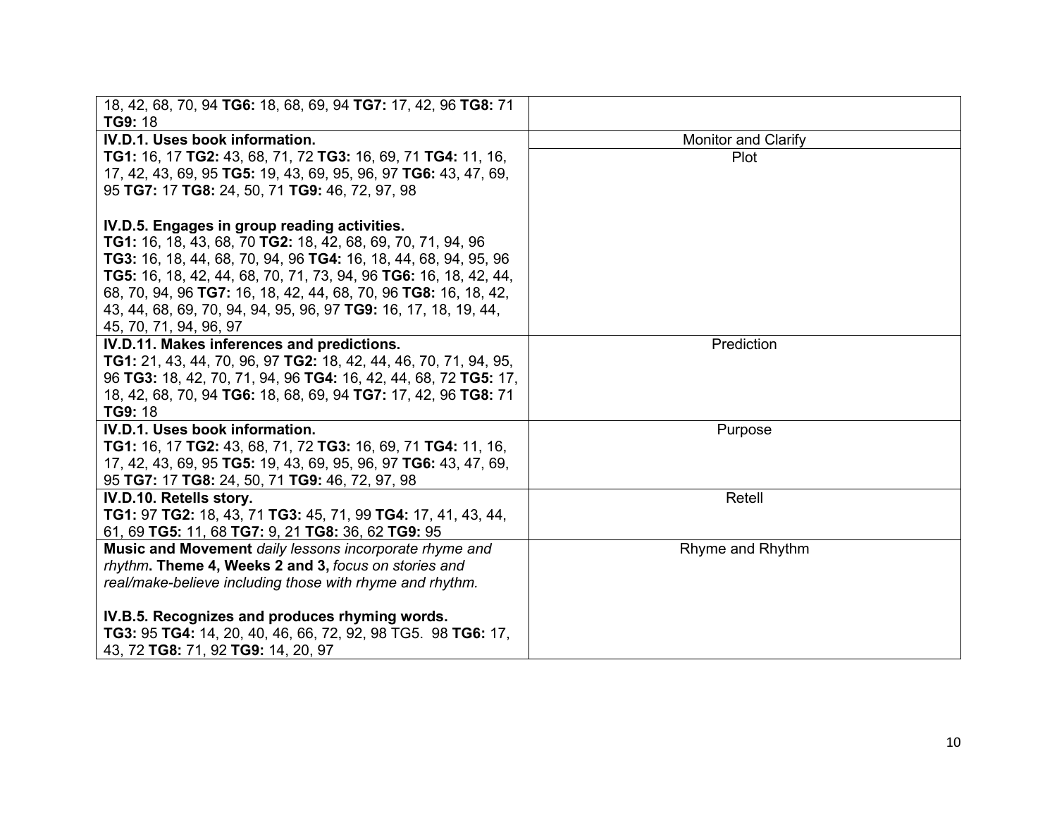| | |
|---|---|
| 18, 42, 68, 70, 94 **TG6:** 18, 68, 69, 94 **TG7:** 17, 42, 96 **TG8:** 71 **TG9:** 18 | |
| **IV.D.1. Uses book information.** **TG1:** 16, 17 **TG2:** 43, 68, 71, 72 **TG3:** 16, 69, 71 **TG4:** 11, 16, 17, 42, 43, 69, 95 **TG5:** 19, 43, 69, 95, 96, 97 **TG6:** 43, 47, 69, 95 **TG7:** 17 **TG8:** 24, 50, 71 **TG9:** 46, 72, 97, 98<br><br>**IV.D.5. Engages in group reading activities.** **TG1:** 16, 18, 43, 68, 70 **TG2:** 18, 42, 68, 69, 70, 71, 94, 96 **TG3:** 16, 18, 44, 68, 70, 94, 96 **TG4:** 16, 18, 44, 68, 94, 95, 96 **TG5:** 16, 18, 42, 44, 68, 70, 71, 73, 94, 96 **TG6:** 16, 18, 42, 44, 68, 70, 94, 96 **TG7:** 16, 18, 42, 44, 68, 70, 96 **TG8:** 16, 18, 42, 43, 44, 68, 69, 70, 94, 94, 95, 96, 97 **TG9:** 16, 17, 18, 19, 44, 45, 70, 71, 94, 96, 97 | Monitor and Clarify<br>Plot |
| **IV.D.11. Makes inferences and predictions.** **TG1:** 21, 43, 44, 70, 96, 97 **TG2:** 18, 42, 44, 46, 70, 71, 94, 95, 96 **TG3:** 18, 42, 70, 71, 94, 96 **TG4:** 16, 42, 44, 68, 72 **TG5:** 17, 18, 42, 68, 70, 94 **TG6:** 18, 68, 69, 94 **TG7:** 17, 42, 96 **TG8:** 71 **TG9:** 18 | Prediction |
| **IV.D.1. Uses book information.** **TG1:** 16, 17 **TG2:** 43, 68, 71, 72 **TG3:** 16, 69, 71 **TG4:** 11, 16, 17, 42, 43, 69, 95 **TG5:** 19, 43, 69, 95, 96, 97 **TG6:** 43, 47, 69, 95 **TG7:** 17 **TG8:** 24, 50, 71 **TG9:** 46, 72, 97, 98 | Purpose |
| **IV.D.10. Retells story.** **TG1:** 97 **TG2:** 18, 43, 71 **TG3:** 45, 71, 99 **TG4:** 17, 41, 43, 44, 61, 69 **TG5:** 11, 68 **TG7:** 9, 21 **TG8:** 36, 62 **TG9:** 95 | Retell |
| **Music and Movement** *daily lessons incorporate rhyme and rhythm*. **Theme 4, Weeks 2 and 3,** *focus on stories and real/make-believe including those with rhyme and rhythm.*<br><br>**IV.B.5. Recognizes and produces rhyming words.** **TG3:** 95 **TG4:** 14, 20, 40, 46, 66, 72, 92, 98 TG5. 98 **TG6:** 17, 43, 72 **TG8:** 71, 92 **TG9:** 14, 20, 97 | Rhyme and Rhythm |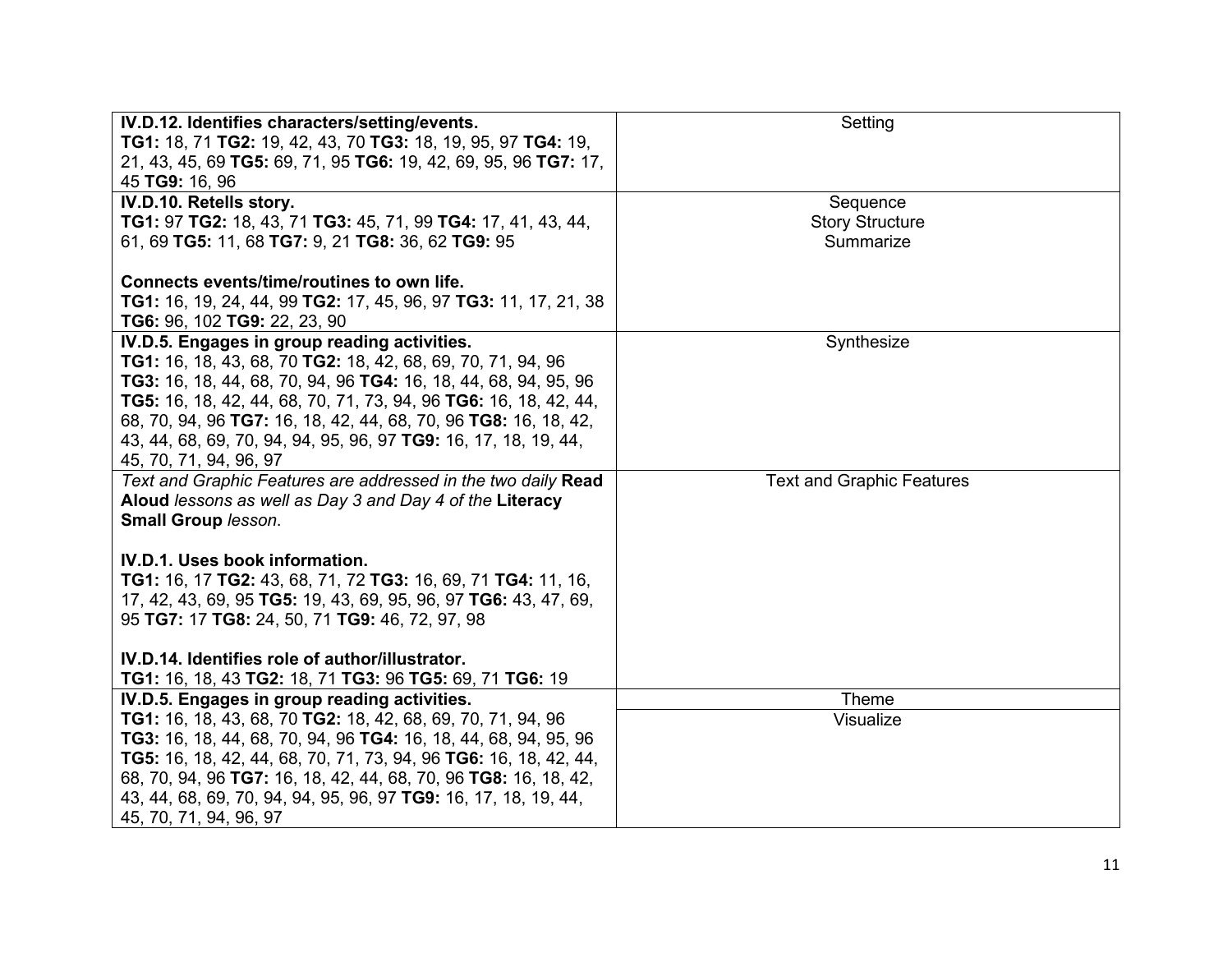| | |
|---|---|
| **IV.D.12. Identifies characters/setting/events.**<br>**TG1:** 18, 71 **TG2:** 19, 42, 43, 70 **TG3:** 18, 19, 95, 97 **TG4:** 19, 21, 43, 45, 69 **TG5:** 69, 71, 95 **TG6:** 19, 42, 69, 95, 96 **TG7:** 17, 45 **TG9:** 16, 96 | Setting |
| **IV.D.10. Retells story.**<br>**TG1:** 97 **TG2:** 18, 43, 71 **TG3:** 45, 71, 99 **TG4:** 17, 41, 43, 44, 61, 69 **TG5:** 11, 68 **TG7:** 9, 21 **TG8:** 36, 62 **TG9:** 95<br><br>**Connects events/time/routines to own life.**<br>**TG1:** 16, 19, 24, 44, 99 **TG2:** 17, 45, 96, 97 **TG3:** 11, 17, 21, 38 **TG6:** 96, 102 **TG9:** 22, 23, 90 | Sequence<br>Story Structure<br>Summarize |
| **IV.D.5. Engages in group reading activities.**<br>**TG1:** 16, 18, 43, 68, 70 **TG2:** 18, 42, 68, 69, 70, 71, 94, 96 **TG3:** 16, 18, 44, 68, 70, 94, 96 **TG4:** 16, 18, 44, 68, 94, 95, 96 **TG5:** 16, 18, 42, 44, 68, 70, 71, 73, 94, 96 **TG6:** 16, 18, 42, 44, 68, 70, 94, 96 **TG7:** 16, 18, 42, 44, 68, 70, 96 **TG8:** 16, 18, 42, 43, 44, 68, 69, 70, 94, 94, 95, 96, 97 **TG9:** 16, 17, 18, 19, 44, 45, 70, 71, 94, 96, 97 | Synthesize |
| *Text and Graphic Features are addressed in the two daily* **Read Aloud** *lessons as well as Day 3 and Day 4 of the* **Literacy Small Group** *lesson.*<br><br>**IV.D.1. Uses book information.**<br>**TG1:** 16, 17 **TG2:** 43, 68, 71, 72 **TG3:** 16, 69, 71 **TG4:** 11, 16, 17, 42, 43, 69, 95 **TG5:** 19, 43, 69, 95, 96, 97 **TG6:** 43, 47, 69, 95 **TG7:** 17 **TG8:** 24, 50, 71 **TG9:** 46, 72, 97, 98<br><br>**IV.D.14. Identifies role of author/illustrator.**<br>**TG1:** 16, 18, 43 **TG2:** 18, 71 **TG3:** 96 **TG5:** 69, 71 **TG6:** 19 | Text and Graphic Features |
| **IV.D.5. Engages in group reading activities.**<br>**TG1:** 16, 18, 43, 68, 70 **TG2:** 18, 42, 68, 69, 70, 71, 94, 96 **TG3:** 16, 18, 44, 68, 70, 94, 96 **TG4:** 16, 18, 44, 68, 94, 95, 96 **TG5:** 16, 18, 42, 44, 68, 70, 71, 73, 94, 96 **TG6:** 16, 18, 42, 44, 68, 70, 94, 96 **TG7:** 16, 18, 42, 44, 68, 70, 96 **TG8:** 16, 18, 42, 43, 44, 68, 69, 70, 94, 94, 95, 96, 97 **TG9:** 16, 17, 18, 19, 44, 45, 70, 71, 94, 96, 97 | Theme<br>Visualize |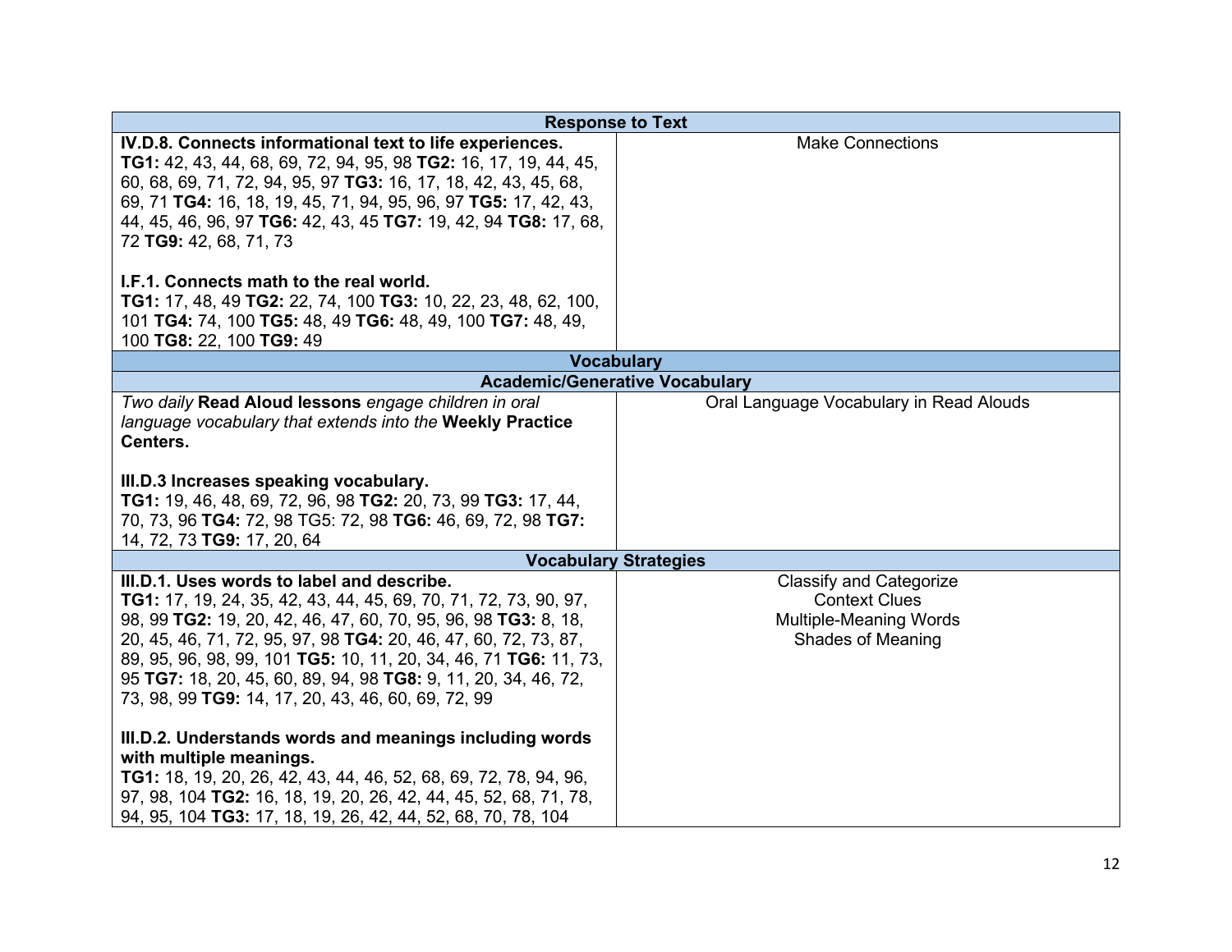| Response to Text | |
|---|---|
| **IV.D.8. Connects informational text to life experiences.** **TG1:** 42, 43, 44, 68, 69, 72, 94, 95, 98 **TG2:** 16, 17, 19, 44, 45, 60, 68, 69, 71, 72, 94, 95, 97 **TG3:** 16, 17, 18, 42, 43, 45, 68, 69, 71 **TG4:** 16, 18, 19, 45, 71, 94, 95, 96, 97 **TG5:** 17, 42, 43, 44, 45, 46, 96, 97 **TG6:** 42, 43, 45 **TG7:** 19, 42, 94 **TG8:** 17, 68, 72 **TG9:** 42, 68, 71, 73<br><br>**I.F.1. Connects math to the real world.** **TG1:** 17, 48, 49 **TG2:** 22, 74, 100 **TG3:** 10, 22, 23, 48, 62, 100, 101 **TG4:** 74, 100 **TG5:** 48, 49 **TG6:** 48, 49, 100 **TG7:** 48, 49, 100 **TG8:** 22, 100 **TG9:** 49 | Make Connections |
| **Vocabulary** | |
| **Academic/Generative Vocabulary** | |
| *Two daily* **Read Aloud lessons** *engage children in oral language vocabulary that extends into the* **Weekly Practice Centers.**<br><br>**III.D.3 Increases speaking vocabulary.** **TG1:** 19, 46, 48, 69, 72, 96, 98 **TG2:** 20, 73, 99 **TG3:** 17, 44, 70, 73, 96 **TG4:** 72, 98 TG5: 72, 98 **TG6:** 46, 69, 72, 98 **TG7:** 14, 72, 73 **TG9:** 17, 20, 64 | Oral Language Vocabulary in Read Alouds |
| **Vocabulary Strategies** | |
| **III.D.1. Uses words to label and describe.** **TG1:** 17, 19, 24, 35, 42, 43, 44, 45, 69, 70, 71, 72, 73, 90, 97, 98, 99 **TG2:** 19, 20, 42, 46, 47, 60, 70, 95, 96, 98 **TG3:** 8, 18, 20, 45, 46, 71, 72, 95, 97, 98 **TG4:** 20, 46, 47, 60, 72, 73, 87, 89, 95, 96, 98, 99, 101 **TG5:** 10, 11, 20, 34, 46, 71 **TG6:** 11, 73, 95 **TG7:** 18, 20, 45, 60, 89, 94, 98 **TG8:** 9, 11, 20, 34, 46, 72, 73, 98, 99 **TG9:** 14, 17, 20, 43, 46, 60, 69, 72, 99<br><br>**III.D.2. Understands words and meanings including words with multiple meanings.** **TG1:** 18, 19, 20, 26, 42, 43, 44, 46, 52, 68, 69, 72, 78, 94, 96, 97, 98, 104 **TG2:** 16, 18, 19, 20, 26, 42, 44, 45, 52, 68, 71, 78, 94, 95, 104 **TG3:** 17, 18, 19, 26, 42, 44, 52, 68, 70, 78, 104 | Classify and Categorize<br>Context Clues<br>Multiple-Meaning Words<br>Shades of Meaning |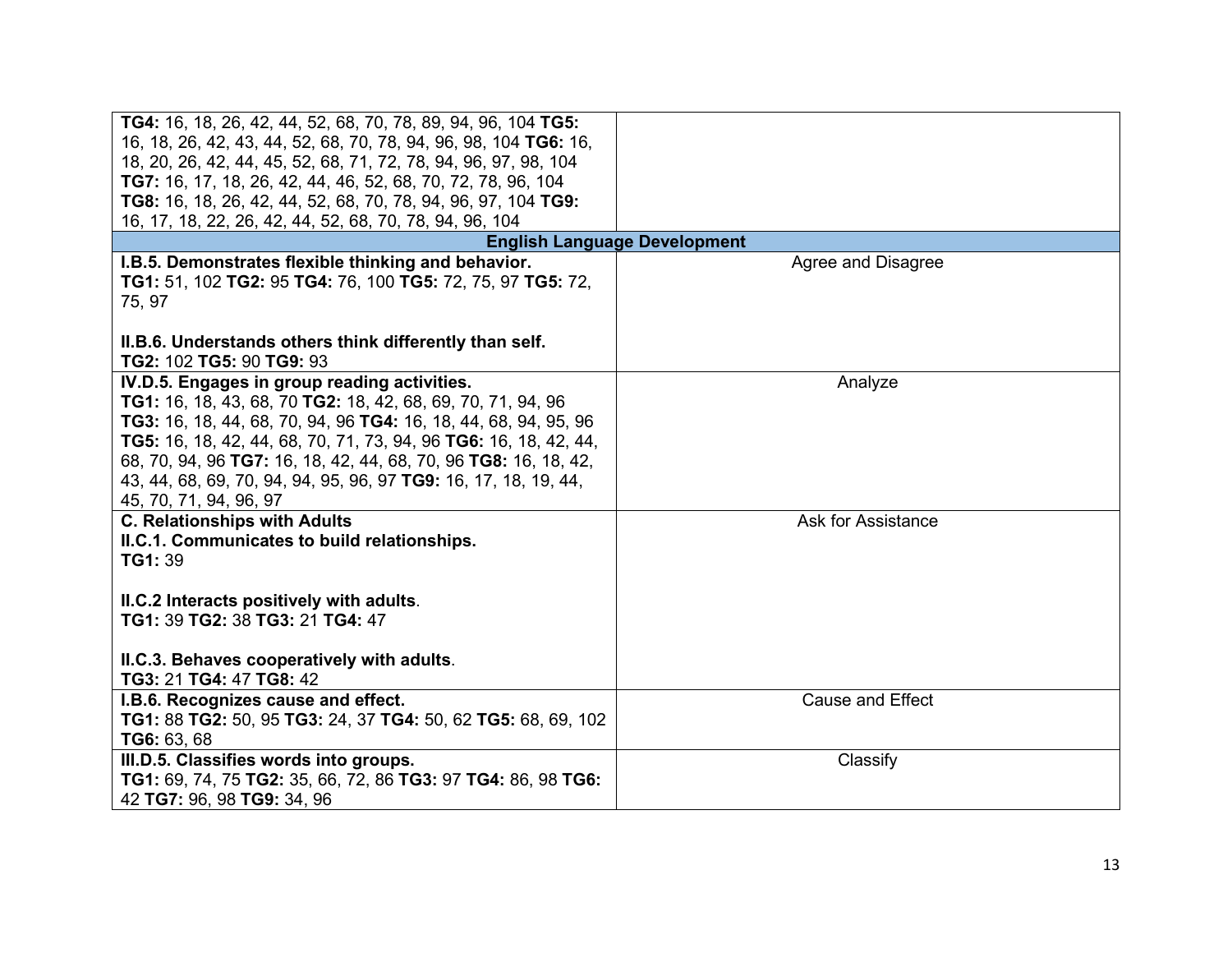| | |
|---|---|
| **TG4:** 16, 18, 26, 42, 44, 52, 68, 70, 78, 89, 94, 96, 104 **TG5:** 16, 18, 26, 42, 43, 44, 52, 68, 70, 78, 94, 96, 98, 104 **TG6:** 16, 18, 20, 26, 42, 44, 45, 52, 68, 71, 72, 78, 94, 96, 97, 98, 104 **TG7:** 16, 17, 18, 26, 42, 44, 46, 52, 68, 70, 72, 78, 96, 104 **TG8:** 16, 18, 26, 42, 44, 52, 68, 70, 78, 94, 96, 97, 104 **TG9:** 16, 17, 18, 22, 26, 42, 44, 52, 68, 70, 78, 94, 96, 104 | |
| **English Language Development** | |
| **I.B.5. Demonstrates flexible thinking and behavior.** **TG1:** 51, 102 **TG2:** 95 **TG4:** 76, 100 **TG5:** 72, 75, 97 **TG5:** 72, 75, 97<br><br>**II.B.6. Understands others think differently than self.** **TG2:** 102 **TG5:** 90 **TG9:** 93 | Agree and Disagree |
| **IV.D.5. Engages in group reading activities.** **TG1:** 16, 18, 43, 68, 70 **TG2:** 18, 42, 68, 69, 70, 71, 94, 96 **TG3:** 16, 18, 44, 68, 70, 94, 96 **TG4:** 16, 18, 44, 68, 94, 95, 96 **TG5:** 16, 18, 42, 44, 68, 70, 71, 73, 94, 96 **TG6:** 16, 18, 42, 44, 68, 70, 94, 96 **TG7:** 16, 18, 42, 44, 68, 70, 96 **TG8:** 16, 18, 42, 43, 44, 68, 69, 70, 94, 94, 95, 96, 97 **TG9:** 16, 17, 18, 19, 44, 45, 70, 71, 94, 96, 97 | Analyze |
| **C. Relationships with Adults**<br>**II.C.1. Communicates to build relationships.** **TG1:** 39<br><br>**II.C.2 Interacts positively with adults**. **TG1:** 39 **TG2:** 38 **TG3:** 21 **TG4:** 47<br><br>**II.C.3. Behaves cooperatively with adults**. **TG3:** 21 **TG4:** 47 **TG8:** 42 | Ask for Assistance |
| **I.B.6. Recognizes cause and effect.** **TG1:** 88 **TG2:** 50, 95 **TG3:** 24, 37 **TG4:** 50, 62 **TG5:** 68, 69, 102 **TG6:** 63, 68 | Cause and Effect |
| **III.D.5. Classifies words into groups.** **TG1:** 69, 74, 75 **TG2:** 35, 66, 72, 86 **TG3:** 97 **TG4:** 86, 98 **TG6:** 42 **TG7:** 96, 98 **TG9:** 34, 96 | Classify |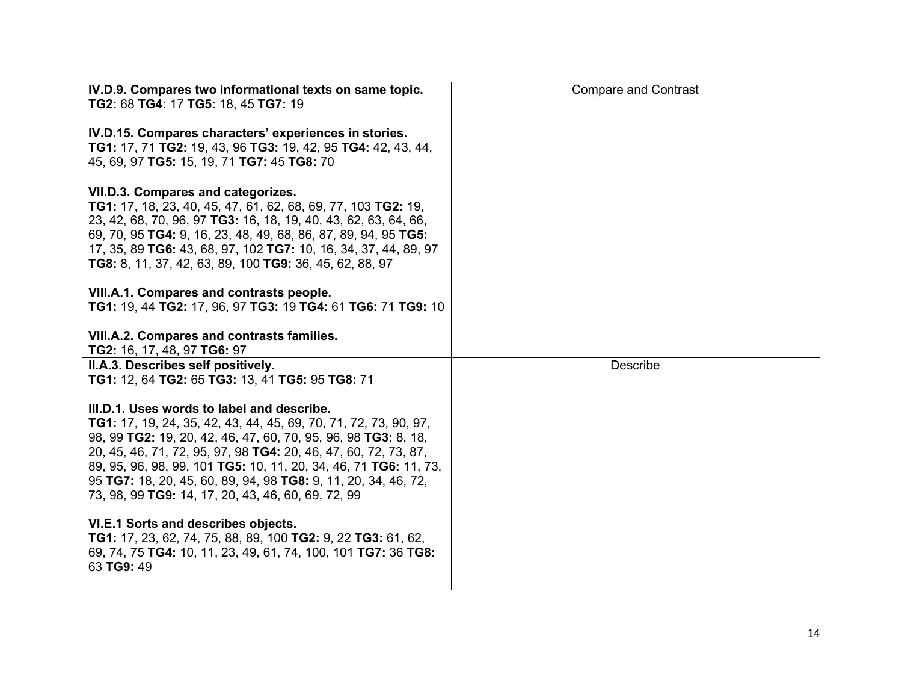| | |
|---|---|
| **IV.D.9. Compares two informational texts on same topic.**<br>**TG2:** 68 **TG4:** 17 **TG5:** 18, 45 **TG7:** 19<br><br>**IV.D.15. Compares characters' experiences in stories.**<br>**TG1:** 17, 71 **TG2:** 19, 43, 96 **TG3:** 19, 42, 95 **TG4:** 42, 43, 44, 45, 69, 97 **TG5:** 15, 19, 71 **TG7:** 45 **TG8:** 70<br><br>**VII.D.3. Compares and categorizes.**<br>**TG1:** 17, 18, 23, 40, 45, 47, 61, 62, 68, 69, 77, 103 **TG2:** 19, 23, 42, 68, 70, 96, 97 **TG3:** 16, 18, 19, 40, 43, 62, 63, 64, 66, 69, 70, 95 **TG4:** 9, 16, 23, 48, 49, 68, 86, 87, 89, 94, 95 **TG5:** 17, 35, 89 **TG6:** 43, 68, 97, 102 **TG7:** 10, 16, 34, 37, 44, 89, 97 **TG8:** 8, 11, 37, 42, 63, 89, 100 **TG9:** 36, 45, 62, 88, 97<br><br>**VIII.A.1. Compares and contrasts people.**<br>**TG1:** 19, 44 **TG2:** 17, 96, 97 **TG3:** 19 **TG4:** 61 **TG6:** 71 **TG9:** 10<br><br>**VIII.A.2. Compares and contrasts families.**<br>**TG2:** 16, 17, 48, 97 **TG6:** 97 | Compare and Contrast |
| **II.A.3. Describes self positively.**<br>**TG1:** 12, 64 **TG2:** 65 **TG3:** 13, 41 **TG5:** 95 **TG8:** 71<br><br>**III.D.1. Uses words to label and describe.**<br>**TG1:** 17, 19, 24, 35, 42, 43, 44, 45, 69, 70, 71, 72, 73, 90, 97, 98, 99 **TG2:** 19, 20, 42, 46, 47, 60, 70, 95, 96, 98 **TG3:** 8, 18, 20, 45, 46, 71, 72, 95, 97, 98 **TG4:** 20, 46, 47, 60, 72, 73, 87, 89, 95, 96, 98, 99, 101 **TG5:** 10, 11, 20, 34, 46, 71 **TG6:** 11, 73, 95 **TG7:** 18, 20, 45, 60, 89, 94, 98 **TG8:** 9, 11, 20, 34, 46, 72, 73, 98, 99 **TG9:** 14, 17, 20, 43, 46, 60, 69, 72, 99<br><br>**VI.E.1 Sorts and describes objects.**<br>**TG1:** 17, 23, 62, 74, 75, 88, 89, 100 **TG2:** 9, 22 **TG3:** 61, 62, 69, 74, 75 **TG4:** 10, 11, 23, 49, 61, 74, 100, 101 **TG7:** 36 **TG8:** 63 **TG9:** 49 | Describe |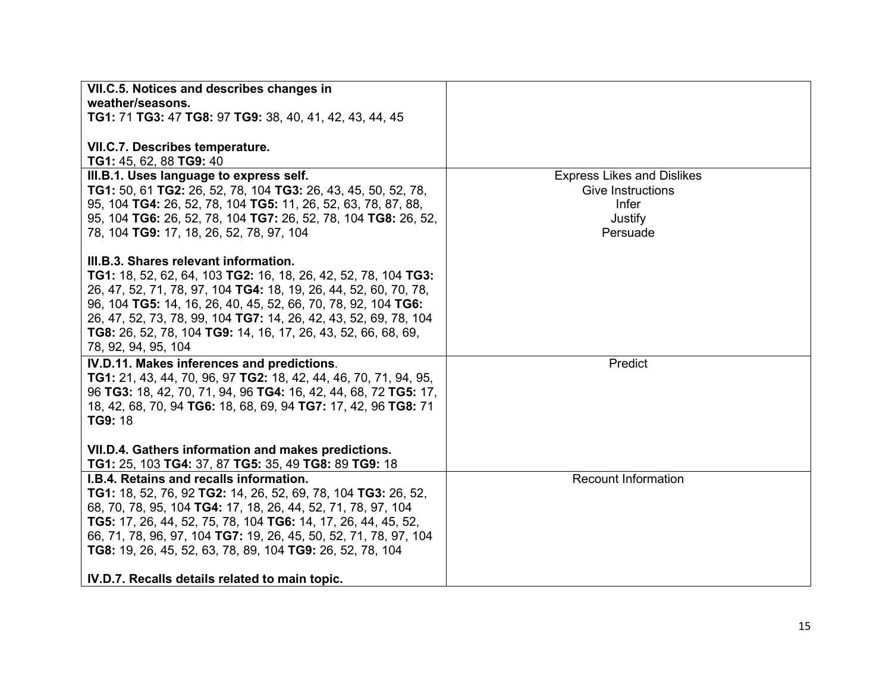| | |
|---|---|
| **VII.C.5. Notices and describes changes in weather/seasons.**<br>**TG1:** 71 **TG3:** 47 **TG8:** 97 **TG9:** 38, 40, 41, 42, 43, 44, 45<br><br>**VII.C.7. Describes temperature.**<br>**TG1:** 45, 62, 88 **TG9:** 40 | |
| **III.B.1. Uses language to express self.**<br>**TG1:** 50, 61 **TG2:** 26, 52, 78, 104 **TG3:** 26, 43, 45, 50, 52, 78, 95, 104 **TG4:** 26, 52, 78, 104 **TG5:** 11, 26, 52, 63, 78, 87, 88, 95, 104 **TG6:** 26, 52, 78, 104 **TG7:** 26, 52, 78, 104 **TG8:** 26, 52, 78, 104 **TG9:** 17, 18, 26, 52, 78, 97, 104<br><br>**III.B.3. Shares relevant information.**<br>**TG1:** 18, 52, 62, 64, 103 **TG2:** 16, 18, 26, 42, 52, 78, 104 **TG3:** 26, 47, 52, 71, 78, 97, 104 **TG4:** 18, 19, 26, 44, 52, 60, 70, 78, 96, 104 **TG5:** 14, 16, 26, 40, 45, 52, 66, 70, 78, 92, 104 **TG6:** 26, 47, 52, 73, 78, 99, 104 **TG7:** 14, 26, 42, 43, 52, 69, 78, 104 **TG8:** 26, 52, 78, 104 **TG9:** 14, 16, 17, 26, 43, 52, 66, 68, 69, 78, 92, 94, 95, 104 | Express Likes and Dislikes<br>Give Instructions<br>Infer<br>Justify<br>Persuade |
| **IV.D.11. Makes inferences and predictions**.<br>**TG1:** 21, 43, 44, 70, 96, 97 **TG2:** 18, 42, 44, 46, 70, 71, 94, 95, 96 **TG3:** 18, 42, 70, 71, 94, 96 **TG4:** 16, 42, 44, 68, 72 **TG5:** 17, 18, 42, 68, 70, 94 **TG6:** 18, 68, 69, 94 **TG7:** 17, 42, 96 **TG8:** 71 **TG9:** 18<br><br>**VII.D.4. Gathers information and makes predictions.**<br>**TG1:** 25, 103 **TG4:** 37, 87 **TG5:** 35, 49 **TG8:** 89 **TG9:** 18 | Predict |
| **I.B.4. Retains and recalls information.**<br>**TG1:** 18, 52, 76, 92 **TG2:** 14, 26, 52, 69, 78, 104 **TG3:** 26, 52, 68, 70, 78, 95, 104 **TG4:** 17, 18, 26, 44, 52, 71, 78, 97, 104 **TG5:** 17, 26, 44, 52, 75, 78, 104 **TG6:** 14, 17, 26, 44, 45, 52, 66, 71, 78, 96, 97, 104 **TG7:** 19, 26, 45, 50, 52, 71, 78, 97, 104 **TG8:** 19, 26, 45, 52, 63, 78, 89, 104 **TG9:** 26, 52, 78, 104<br><br>**IV.D.7. Recalls details related to main topic.** | Recount Information |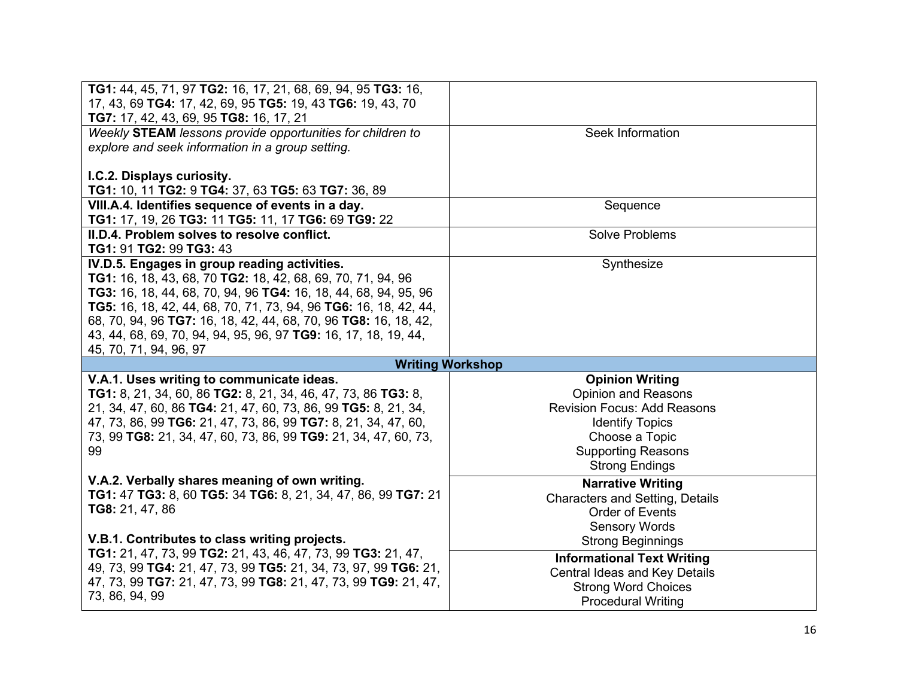| | |
|---|---|
| **TG1:** 44, 45, 71, 97 **TG2:** 16, 17, 21, 68, 69, 94, 95 **TG3:** 16, 17, 43, 69 **TG4:** 17, 42, 69, 95 **TG5:** 19, 43 **TG6:** 19, 43, 70 **TG7:** 17, 42, 43, 69, 95 **TG8:** 16, 17, 21 | |
| *Weekly* ***STEAM*** *lessons provide opportunities for children to explore and seek information in a group setting.*<br><br>**I.C.2. Displays curiosity.**<br>**TG1:** 10, 11 **TG2:** 9 **TG4:** 37, 63 **TG5:** 63 **TG7:** 36, 89 | Seek Information |
| **VIII.A.4. Identifies sequence of events in a day.**<br>**TG1:** 17, 19, 26 **TG3:** 11 **TG5:** 11, 17 **TG6:** 69 **TG9:** 22 | Sequence |
| **II.D.4. Problem solves to resolve conflict.**<br>**TG1:** 91 **TG2:** 99 **TG3:** 43 | Solve Problems |
| **IV.D.5. Engages in group reading activities.**<br>**TG1:** 16, 18, 43, 68, 70 **TG2:** 18, 42, 68, 69, 70, 71, 94, 96 **TG3:** 16, 18, 44, 68, 70, 94, 96 **TG4:** 16, 18, 44, 68, 94, 95, 96 **TG5:** 16, 18, 42, 44, 68, 70, 71, 73, 94, 96 **TG6:** 16, 18, 42, 44, 68, 70, 94, 96 **TG7:** 16, 18, 42, 44, 68, 70, 96 **TG8:** 16, 18, 42, 43, 44, 68, 69, 70, 94, 94, 95, 96, 97 **TG9:** 16, 17, 18, 19, 44, 45, 70, 71, 94, 96, 97 | Synthesize |
| **Writing Workshop** | |
| **V.A.1. Uses writing to communicate ideas.**<br>**TG1:** 8, 21, 34, 60, 86 **TG2:** 8, 21, 34, 46, 47, 73, 86 **TG3:** 8, 21, 34, 47, 60, 86 **TG4:** 21, 47, 60, 73, 86, 99 **TG5:** 8, 21, 34, 47, 73, 86, 99 **TG6:** 21, 47, 73, 86, 99 **TG7:** 8, 21, 34, 47, 60, 73, 99 **TG8:** 21, 34, 47, 60, 73, 86, 99 **TG9:** 21, 34, 47, 60, 73, 99<br><br>**V.A.2. Verbally shares meaning of own writing.**<br>**TG1:** 47 **TG3:** 8, 60 **TG5:** 34 **TG6:** 8, 21, 34, 47, 86, 99 **TG7:** 21 **TG8:** 21, 47, 86<br><br>**V.B.1. Contributes to class writing projects.**<br>**TG1:** 21, 47, 73, 99 **TG2:** 21, 43, 46, 47, 73, 99 **TG3:** 21, 47, 49, 73, 99 **TG4:** 21, 47, 73, 99 **TG5:** 21, 34, 73, 97, 99 **TG6:** 21, 47, 73, 99 **TG7:** 21, 47, 73, 99 **TG8:** 21, 47, 73, 99 **TG9:** 21, 47, 73, 86, 94, 99 | **Opinion Writing**<br>Opinion and Reasons<br>Revision Focus: Add Reasons<br>Identify Topics<br>Choose a Topic<br>Supporting Reasons<br>Strong Endings<br><br>**Narrative Writing**<br>Characters and Setting, Details<br>Order of Events<br>Sensory Words<br>Strong Beginnings<br><br>**Informational Text Writing**<br>Central Ideas and Key Details<br>Strong Word Choices<br>Procedural Writing |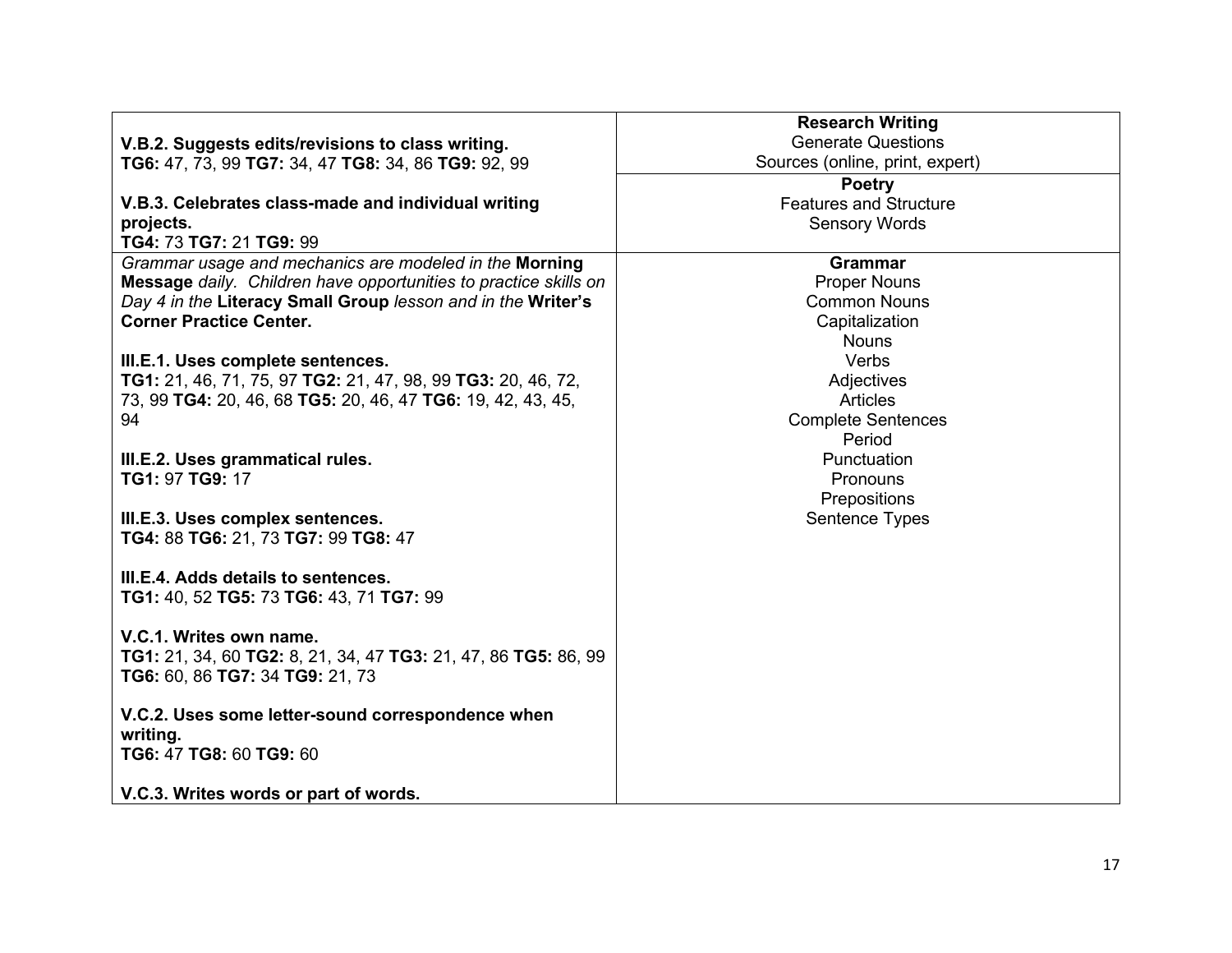| | |
|---|---|
| **V.B.2. Suggests edits/revisions to class writing.**<br>**TG6:** 47, 73, 99 **TG7:** 34, 47 **TG8:** 34, 86 **TG9:** 92, 99<br><br>**V.B.3. Celebrates class-made and individual writing projects.**<br>**TG4:** 73 **TG7:** 21 **TG9:** 99 | **Research Writing**<br>Generate Questions<br>Sources (online, print, expert)<br><br>**Poetry**<br>Features and Structure<br>Sensory Words |
| *Grammar usage and mechanics are modeled in the* **Morning Message** *daily. Children have opportunities to practice skills on Day 4 in the* **Literacy Small Group** *lesson and in the* **Writer's Corner Practice Center.**<br><br>**III.E.1. Uses complete sentences.**<br>**TG1:** 21, 46, 71, 75, 97 **TG2:** 21, 47, 98, 99 **TG3:** 20, 46, 72, 73, 99 **TG4:** 20, 46, 68 **TG5:** 20, 46, 47 **TG6:** 19, 42, 43, 45, 94<br><br>**III.E.2. Uses grammatical rules.**<br>**TG1:** 97 **TG9:** 17<br><br>**III.E.3. Uses complex sentences.**<br>**TG4:** 88 **TG6:** 21, 73 **TG7:** 99 **TG8:** 47<br><br>**III.E.4. Adds details to sentences.**<br>**TG1:** 40, 52 **TG5:** 73 **TG6:** 43, 71 **TG7:** 99<br><br>**V.C.1. Writes own name.**<br>**TG1:** 21, 34, 60 **TG2:** 8, 21, 34, 47 **TG3:** 21, 47, 86 **TG5:** 86, 99 **TG6:** 60, 86 **TG7:** 34 **TG9:** 21, 73<br><br>**V.C.2. Uses some letter-sound correspondence when writing.**<br>**TG6:** 47 **TG8:** 60 **TG9:** 60<br><br>**V.C.3. Writes words or part of words.** | **Grammar**<br>Proper Nouns<br>Common Nouns<br>Capitalization<br>Nouns<br>Verbs<br>Adjectives<br>Articles<br>Complete Sentences<br>Period<br>Punctuation<br>Pronouns<br>Prepositions<br>Sentence Types |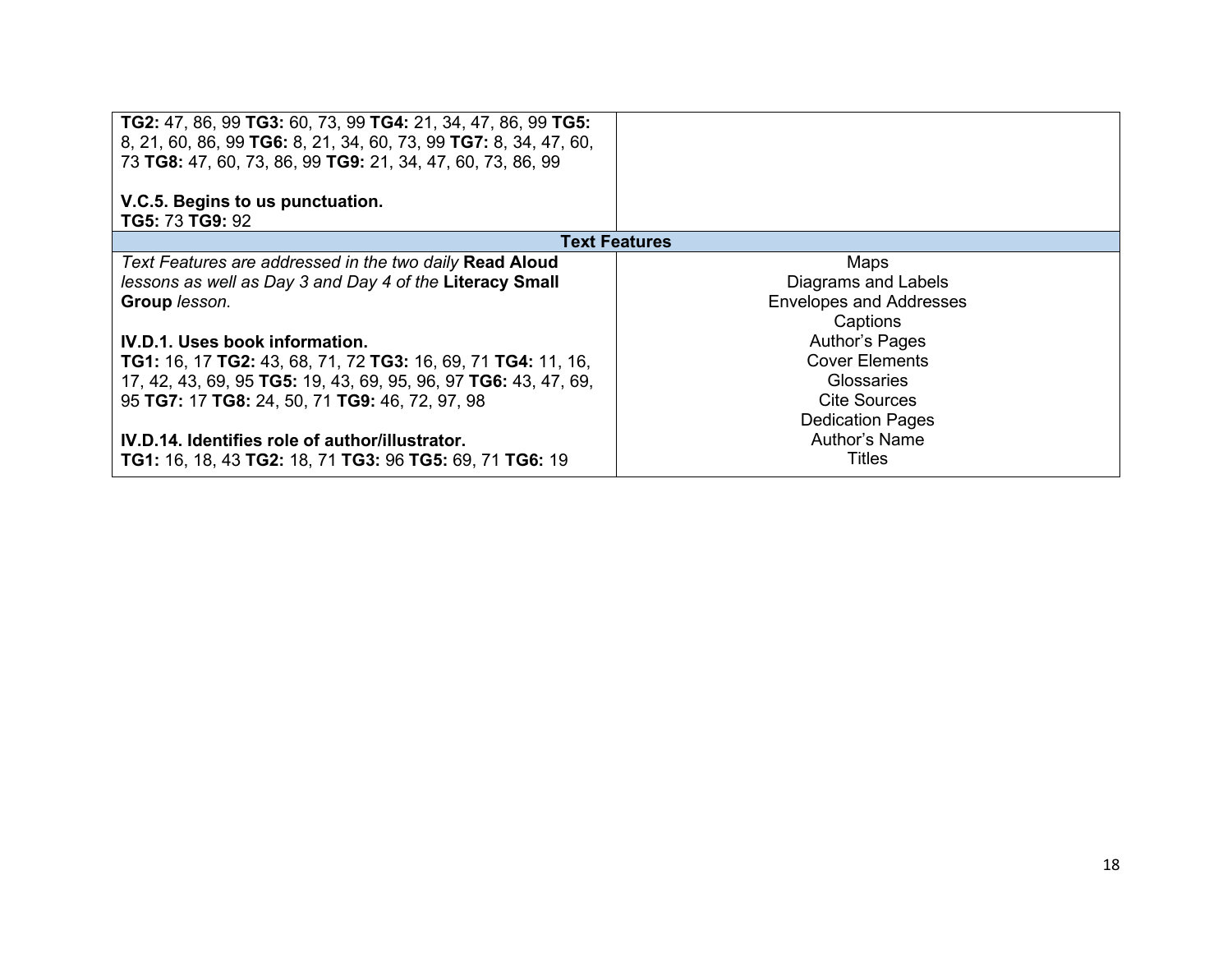| | |
|---|---|
| **TG2:** 47, 86, 99 **TG3:** 60, 73, 99 **TG4:** 21, 34, 47, 86, 99 **TG5:** 8, 21, 60, 86, 99 **TG6:** 8, 21, 34, 60, 73, 99 **TG7:** 8, 34, 47, 60, 73 **TG8:** 47, 60, 73, 86, 99 **TG9:** 21, 34, 47, 60, 73, 86, 99<br><br>**V.C.5. Begins to us punctuation.**<br>**TG5:** 73 **TG9:** 92 | |
| **Text Features** | |
| *Text Features are addressed in the two daily* **Read Aloud** *lessons as well as Day 3 and Day 4 of the* **Literacy Small Group** *lesson.*<br><br>**IV.D.1. Uses book information.**<br>**TG1:** 16, 17 **TG2:** 43, 68, 71, 72 **TG3:** 16, 69, 71 **TG4:** 11, 16, 17, 42, 43, 69, 95 **TG5:** 19, 43, 69, 95, 96, 97 **TG6:** 43, 47, 69, 95 **TG7:** 17 **TG8:** 24, 50, 71 **TG9:** 46, 72, 97, 98<br><br>**IV.D.14. Identifies role of author/illustrator.**<br>**TG1:** 16, 18, 43 **TG2:** 18, 71 **TG3:** 96 **TG5:** 69, 71 **TG6:** 19 | Maps<br>Diagrams and Labels<br>Envelopes and Addresses<br>Captions<br>Author's Pages<br>Cover Elements<br>Glossaries<br>Cite Sources<br>Dedication Pages<br>Author's Name<br>Titles |